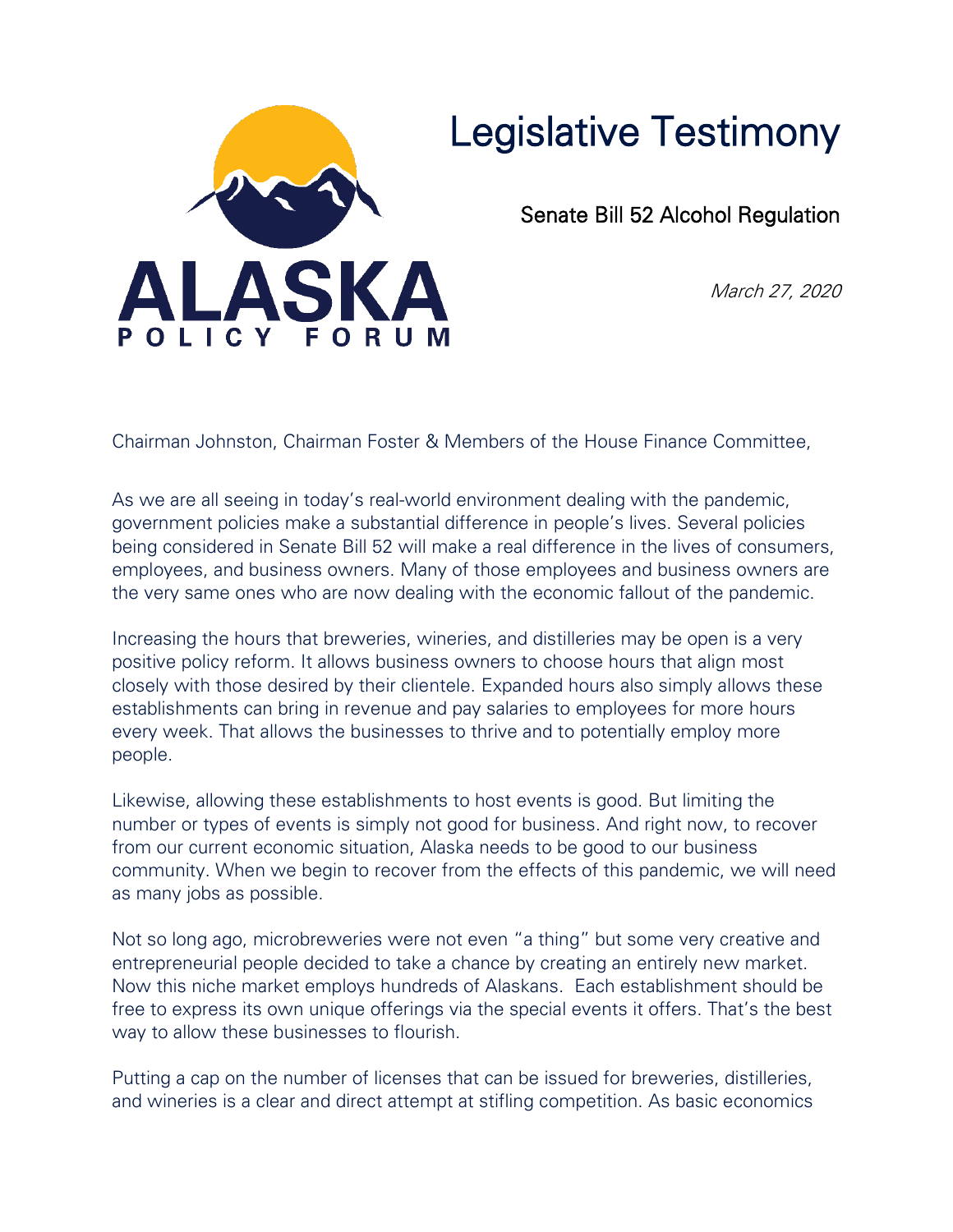ALASKA
POLICY FORUM

# Legislative Testimony

## Senate Bill 52 Alcohol Regulation

*March 27, 2020*

Chairman Johnston, Chairman Foster & Members of the House Finance Committee,

As we are all seeing in today's real-world environment dealing with the pandemic, government policies make a substantial difference in people's lives. Several policies being considered in Senate Bill 52 will make a real difference in the lives of consumers, employees, and business owners. Many of those employees and business owners are the very same ones who are now dealing with the economic fallout of the pandemic.

Increasing the hours that breweries, wineries, and distilleries may be open is a very positive policy reform. It allows business owners to choose hours that align most closely with those desired by their clientele. Expanded hours also simply allows these establishments can bring in revenue and pay salaries to employees for more hours every week. That allows the businesses to thrive and to potentially employ more people.

Likewise, allowing these establishments to host events is good. But limiting the number or types of events is simply not good for business. And right now, to recover from our current economic situation, Alaska needs to be good to our business community. When we begin to recover from the effects of this pandemic, we will need as many jobs as possible.

Not so long ago, microbreweries were not even "a thing" but some very creative and entrepreneurial people decided to take a chance by creating an entirely new market. Now this niche market employs hundreds of Alaskans. Each establishment should be free to express its own unique offerings via the special events it offers. That's the best way to allow these businesses to flourish.

Putting a cap on the number of licenses that can be issued for breweries, distilleries, and wineries is a clear and direct attempt at stifling competition. As basic economics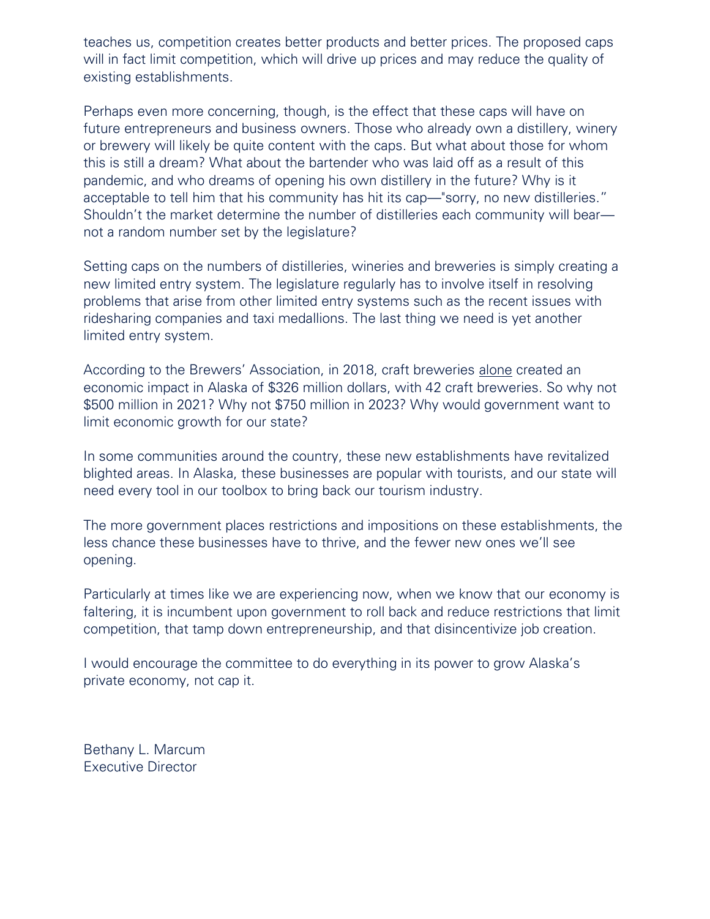teaches us, competition creates better products and better prices. The proposed caps will in fact limit competition, which will drive up prices and may reduce the quality of existing establishments.

Perhaps even more concerning, though, is the effect that these caps will have on future entrepreneurs and business owners. Those who already own a distillery, winery or brewery will likely be quite content with the caps. But what about those for whom this is still a dream? What about the bartender who was laid off as a result of this pandemic, and who dreams of opening his own distillery in the future? Why is it acceptable to tell him that his community has hit its cap—"sorry, no new distilleries." Shouldn't the market determine the number of distilleries each community will bear—not a random number set by the legislature?

Setting caps on the numbers of distilleries, wineries and breweries is simply creating a new limited entry system. The legislature regularly has to involve itself in resolving problems that arise from other limited entry systems such as the recent issues with ridesharing companies and taxi medallions. The last thing we need is yet another limited entry system.

According to the Brewers' Association, in 2018, craft breweries <u>alone</u> created an economic impact in Alaska of $326 million dollars, with 42 craft breweries. So why not $500 million in 2021? Why not $750 million in 2023? Why would government want to limit economic growth for our state?

In some communities around the country, these new establishments have revitalized blighted areas. In Alaska, these businesses are popular with tourists, and our state will need every tool in our toolbox to bring back our tourism industry.

The more government places restrictions and impositions on these establishments, the less chance these businesses have to thrive, and the fewer new ones we'll see opening.

Particularly at times like we are experiencing now, when we know that our economy is faltering, it is incumbent upon government to roll back and reduce restrictions that limit competition, that tamp down entrepreneurship, and that disincentivize job creation.

I would encourage the committee to do everything in its power to grow Alaska's private economy, not cap it.

Bethany L. Marcum
Executive Director